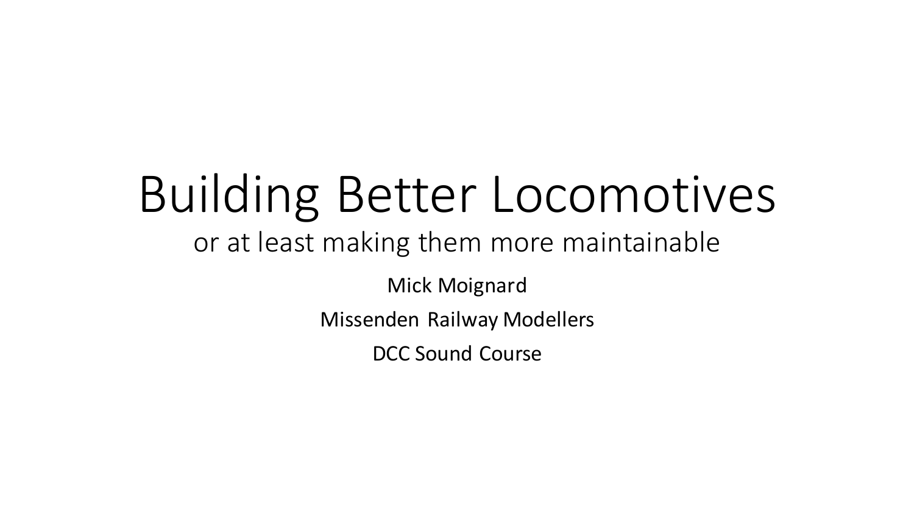# Building Better Locomotives

or at least making them more maintainable

Mick Moignard

Missenden Railway Modellers

DCC Sound Course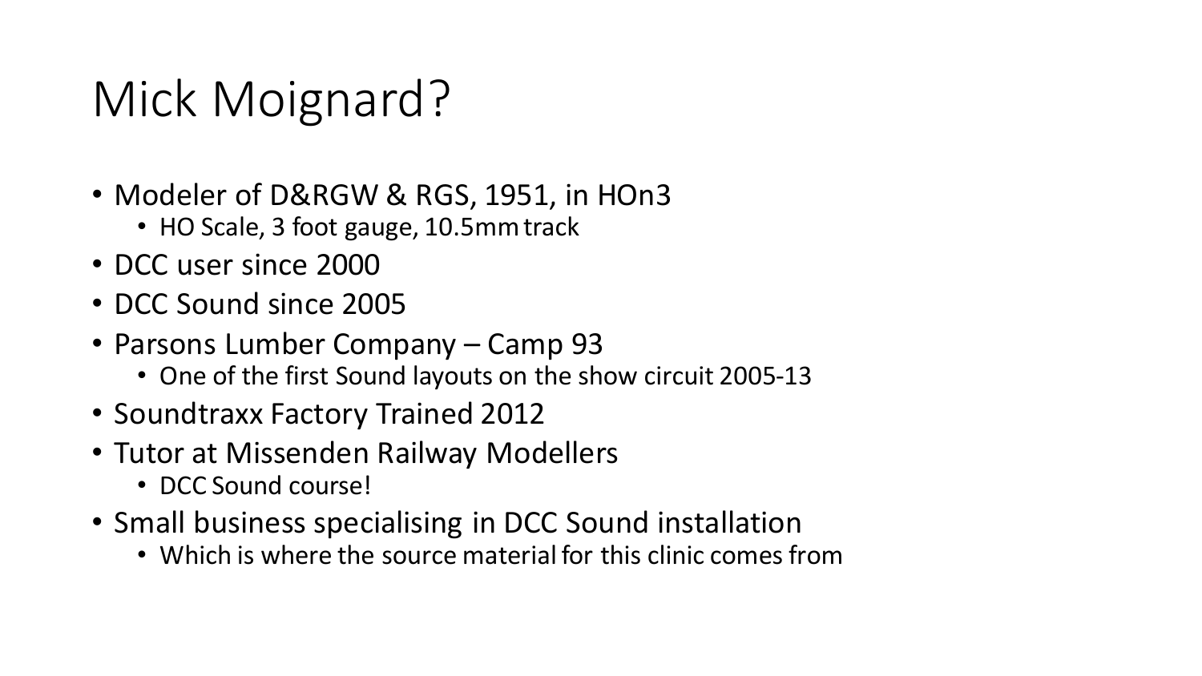# Mick Moignard?

- Modeler of D&RGW & RGS, 1951, in HOn3
  - HO Scale, 3 foot gauge, 10.5mm track
- DCC user since 2000
- DCC Sound since 2005
- Parsons Lumber Company – Camp 93
  - One of the first Sound layouts on the show circuit 2005-13
- Soundtraxx Factory Trained 2012
- Tutor at Missenden Railway Modellers
  - DCC Sound course!
- Small business specialising in DCC Sound installation
  - Which is where the source material for this clinic comes from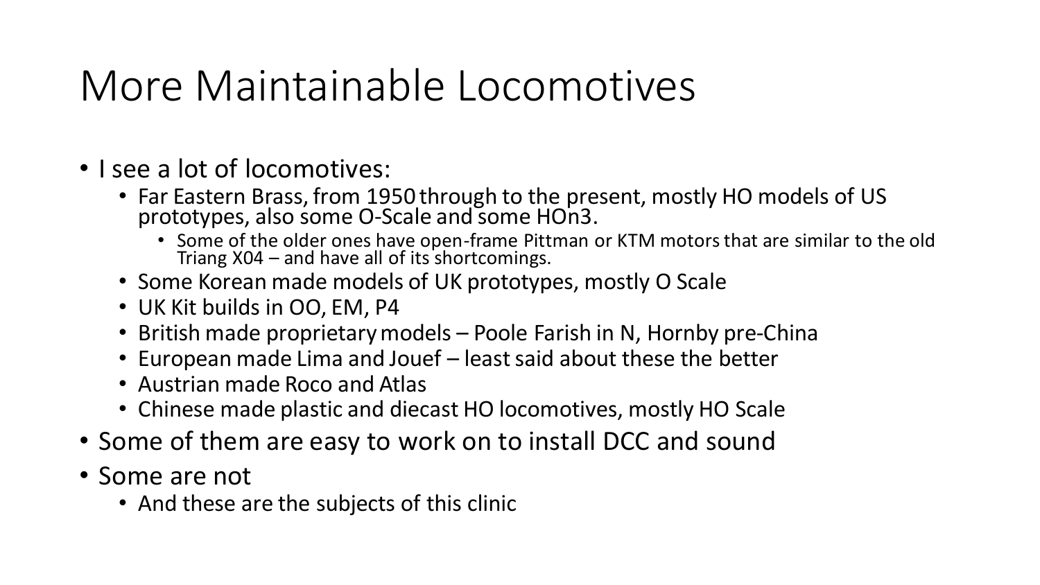# More Maintainable Locomotives

- I see a lot of locomotives:
  - Far Eastern Brass, from 1950 through to the present, mostly HO models of US prototypes, also some O-Scale and some HOn3.
    - Some of the older ones have open-frame Pittman or KTM motors that are similar to the old Triang X04 – and have all of its shortcomings.
  - Some Korean made models of UK prototypes, mostly O Scale
  - UK Kit builds in OO, EM, P4
  - British made proprietary models – Poole Farish in N, Hornby pre-China
  - European made Lima and Jouef – least said about these the better
  - Austrian made Roco and Atlas
  - Chinese made plastic and diecast HO locomotives, mostly HO Scale
- Some of them are easy to work on to install DCC and sound
- Some are not
  - And these are the subjects of this clinic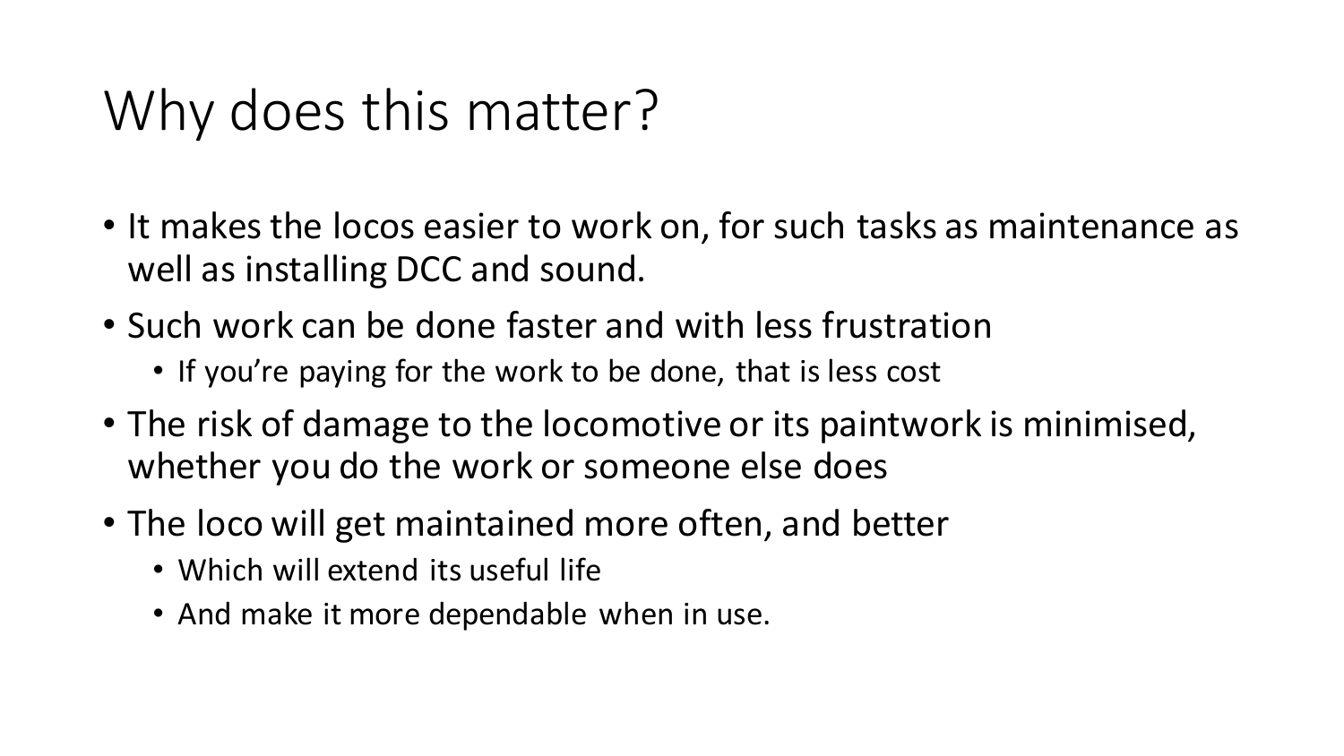# Why does this matter?

- It makes the locos easier to work on, for such tasks as maintenance as well as installing DCC and sound.
- Such work can be done faster and with less frustration
  - If you're paying for the work to be done, that is less cost
- The risk of damage to the locomotive or its paintwork is minimised, whether you do the work or someone else does
- The loco will get maintained more often, and better
  - Which will extend its useful life
  - And make it more dependable when in use.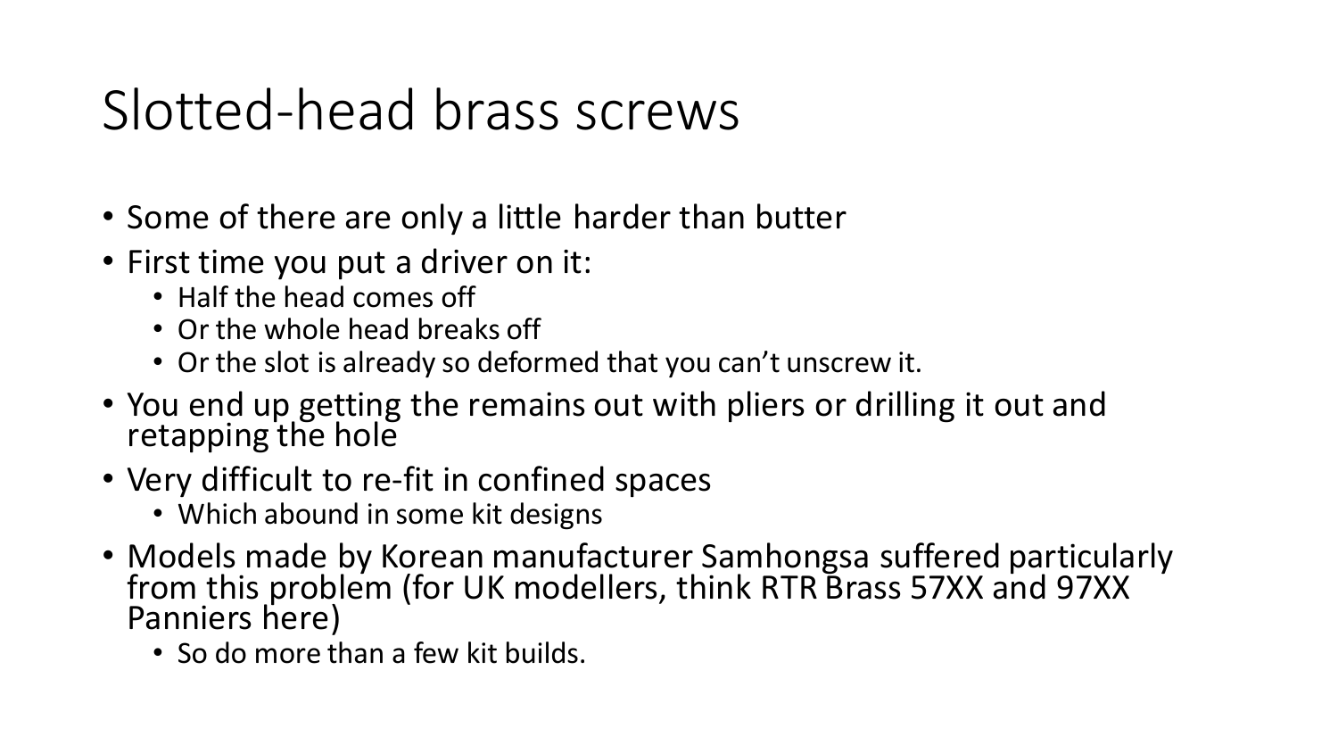# Slotted-head brass screws

- Some of there are only a little harder than butter
- First time you put a driver on it:
  - Half the head comes off
  - Or the whole head breaks off
  - Or the slot is already so deformed that you can't unscrew it.
- You end up getting the remains out with pliers or drilling it out and retapping the hole
- Very difficult to re-fit in confined spaces
  - Which abound in some kit designs
- Models made by Korean manufacturer Samhongsa suffered particularly from this problem (for UK modellers, think RTR Brass 57XX and 97XX Panniers here)
  - So do more than a few kit builds.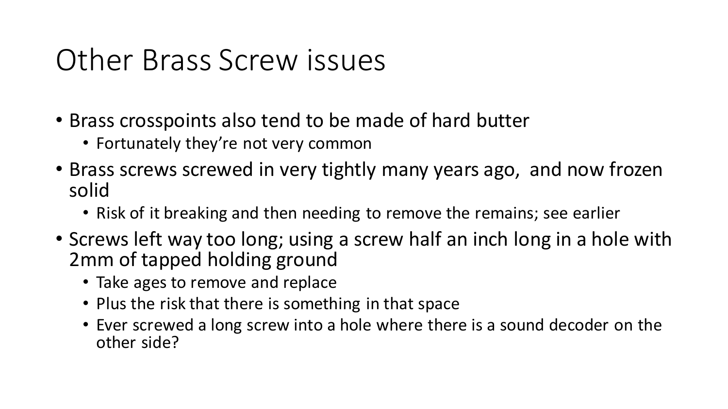# Other Brass Screw issues

- Brass crosspoints also tend to be made of hard butter
  - Fortunately they're not very common
- Brass screws screwed in very tightly many years ago, and now frozen solid
  - Risk of it breaking and then needing to remove the remains; see earlier
- Screws left way too long; using a screw half an inch long in a hole with 2mm of tapped holding ground
  - Take ages to remove and replace
  - Plus the risk that there is something in that space
  - Ever screwed a long screw into a hole where there is a sound decoder on the other side?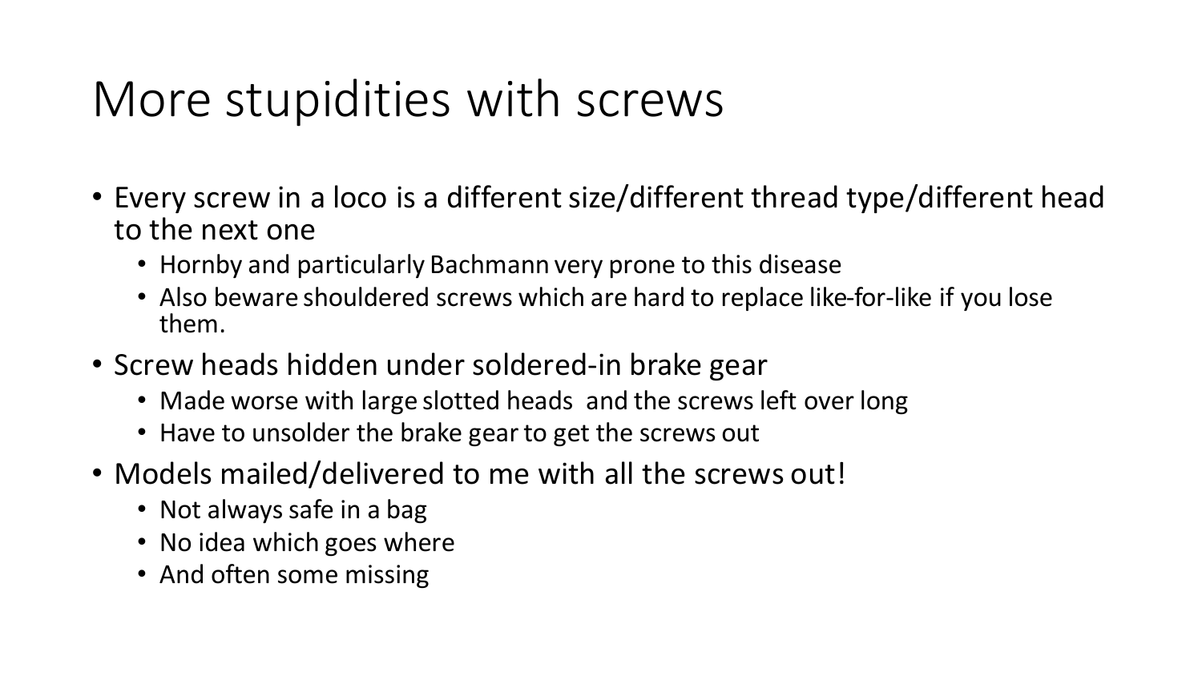# More stupidities with screws

- Every screw in a loco is a different size/different thread type/different head to the next one
  - Hornby and particularly Bachmann very prone to this disease
  - Also beware shouldered screws which are hard to replace like-for-like if you lose them.
- Screw heads hidden under soldered-in brake gear
  - Made worse with large slotted heads and the screws left over long
  - Have to unsolder the brake gear to get the screws out
- Models mailed/delivered to me with all the screws out!
  - Not always safe in a bag
  - No idea which goes where
  - And often some missing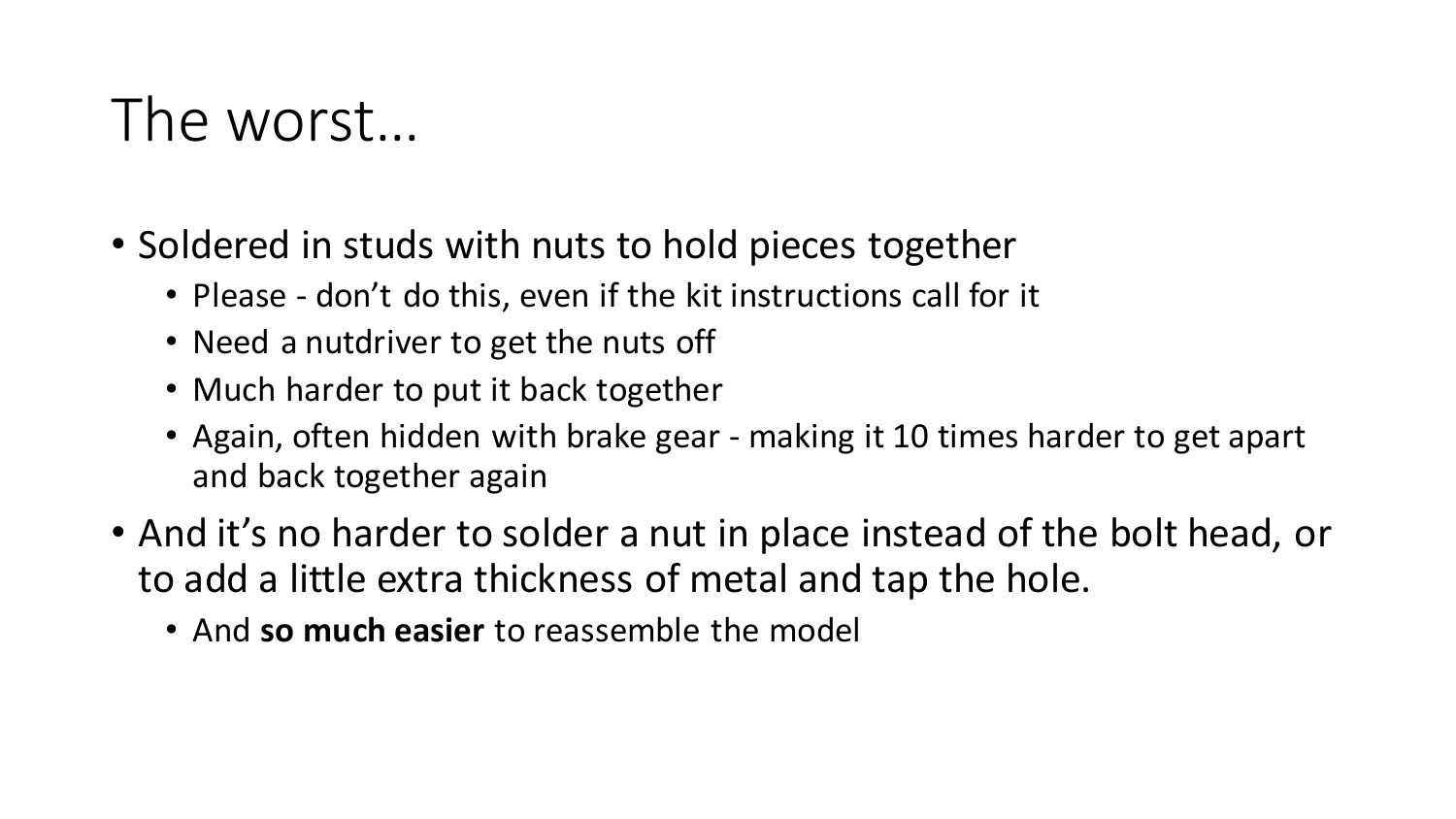# The worst…

- Soldered in studs with nuts to hold pieces together
  - Please - don’t do this, even if the kit instructions call for it
  - Need a nutdriver to get the nuts off
  - Much harder to put it back together
  - Again, often hidden with brake gear - making it 10 times harder to get apart and back together again
- And it’s no harder to solder a nut in place instead of the bolt head, or to add a little extra thickness of metal and tap the hole.
  - And **so much easier** to reassemble the model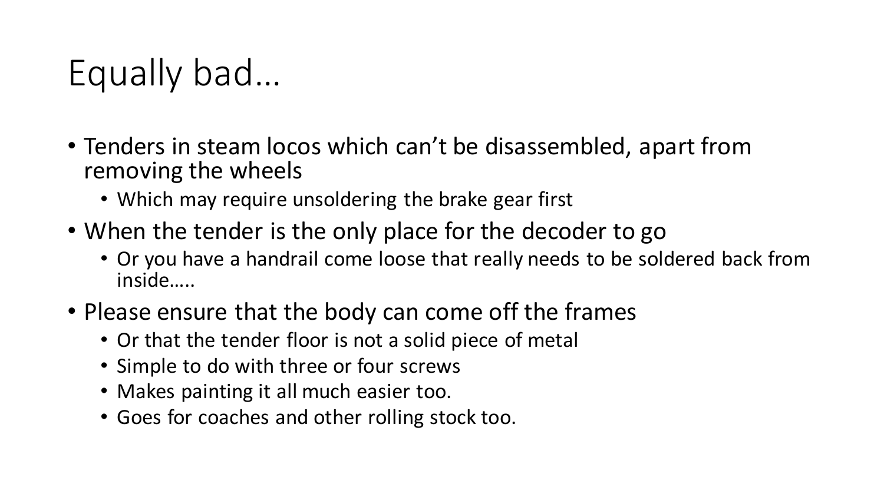# Equally bad…

- Tenders in steam locos which can't be disassembled, apart from removing the wheels
  - Which may require unsoldering the brake gear first
- When the tender is the only place for the decoder to go
  - Or you have a handrail come loose that really needs to be soldered back from inside…..
- Please ensure that the body can come off the frames
  - Or that the tender floor is not a solid piece of metal
  - Simple to do with three or four screws
  - Makes painting it all much easier too.
  - Goes for coaches and other rolling stock too.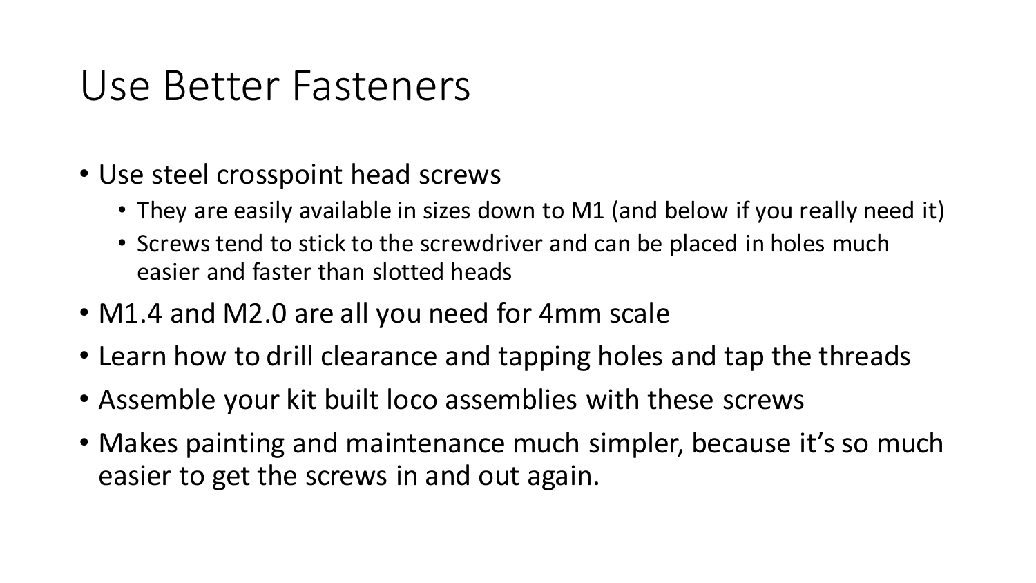# Use Better Fasteners

- Use steel crosspoint head screws
  - They are easily available in sizes down to M1 (and below if you really need it)
  - Screws tend to stick to the screwdriver and can be placed in holes much easier and faster than slotted heads
- M1.4 and M2.0 are all you need for 4mm scale
- Learn how to drill clearance and tapping holes and tap the threads
- Assemble your kit built loco assemblies with these screws
- Makes painting and maintenance much simpler, because it's so much easier to get the screws in and out again.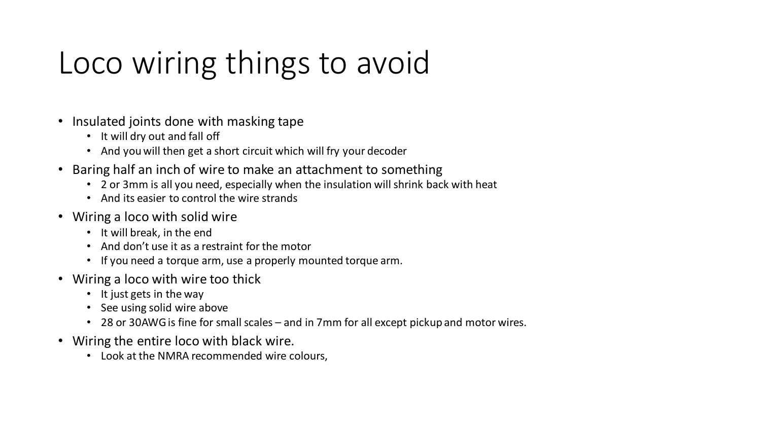# Loco wiring things to avoid

- Insulated joints done with masking tape
  - It will dry out and fall off
  - And you will then get a short circuit which will fry your decoder
- Baring half an inch of wire to make an attachment to something
  - 2 or 3mm is all you need, especially when the insulation will shrink back with heat
  - And its easier to control the wire strands
- Wiring a loco with solid wire
  - It will break, in the end
  - And don't use it as a restraint for the motor
  - If you need a torque arm, use a properly mounted torque arm.
- Wiring a loco with wire too thick
  - It just gets in the way
  - See using solid wire above
  - 28 or 30AWG is fine for small scales – and in 7mm for all except pickup and motor wires.
- Wiring the entire loco with black wire.
  - Look at the NMRA recommended wire colours,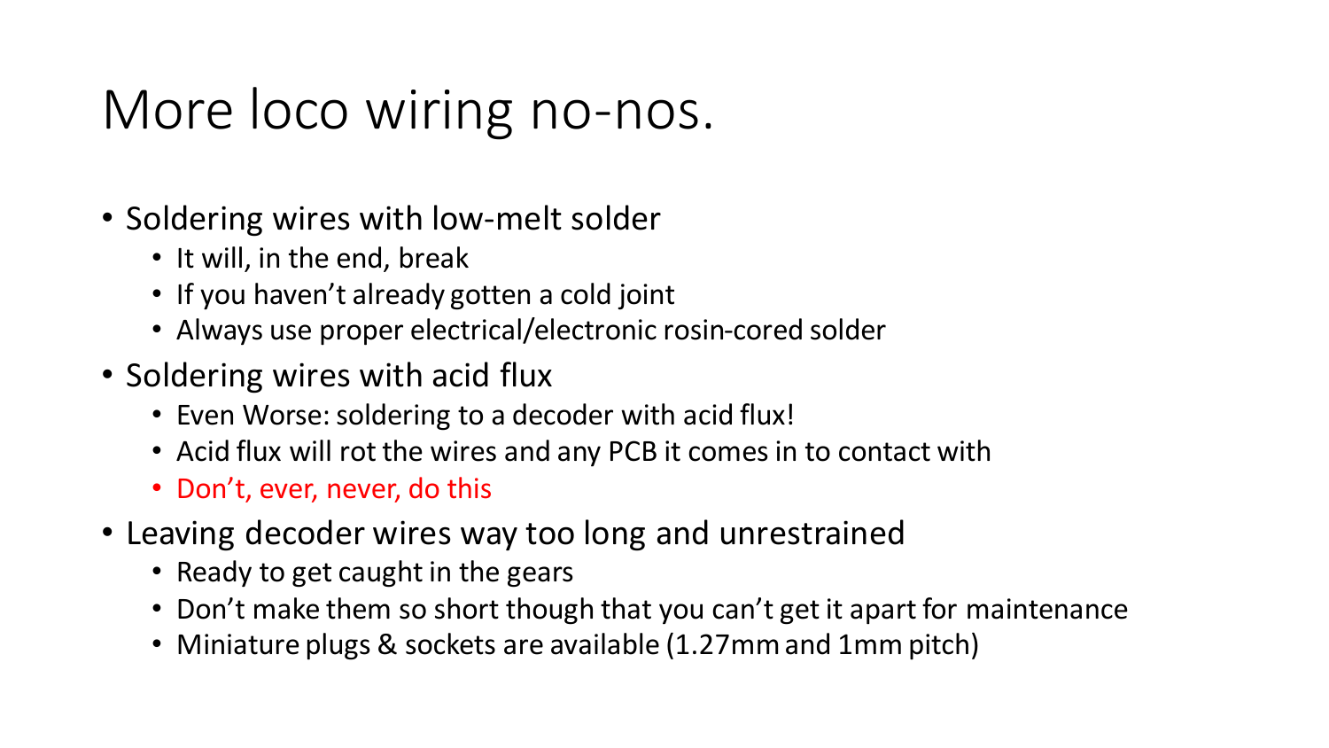# More loco wiring no-nos.

- Soldering wires with low-melt solder
  - It will, in the end, break
  - If you haven't already gotten a cold joint
  - Always use proper electrical/electronic rosin-cored solder
- Soldering wires with acid flux
  - Even Worse: soldering to a decoder with acid flux!
  - Acid flux will rot the wires and any PCB it comes in to contact with
  - Don't, ever, never, do this
- Leaving decoder wires way too long and unrestrained
  - Ready to get caught in the gears
  - Don't make them so short though that you can't get it apart for maintenance
  - Miniature plugs & sockets are available (1.27mm and 1mm pitch)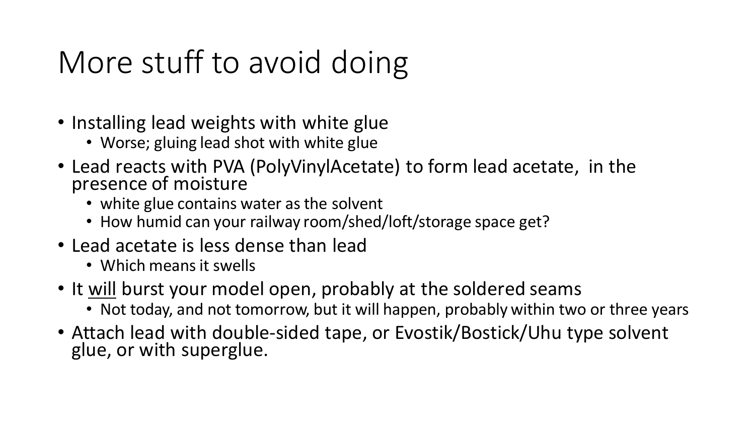# More stuff to avoid doing

- Installing lead weights with white glue
  - Worse; gluing lead shot with white glue
- Lead reacts with PVA (PolyVinylAcetate) to form lead acetate, in the presence of moisture
  - white glue contains water as the solvent
  - How humid can your railway room/shed/loft/storage space get?
- Lead acetate is less dense than lead
  - Which means it swells
- It <u>will</u> burst your model open, probably at the soldered seams
  - Not today, and not tomorrow, but it will happen, probably within two or three years
- Attach lead with double-sided tape, or Evostik/Bostick/Uhu type solvent glue, or with superglue.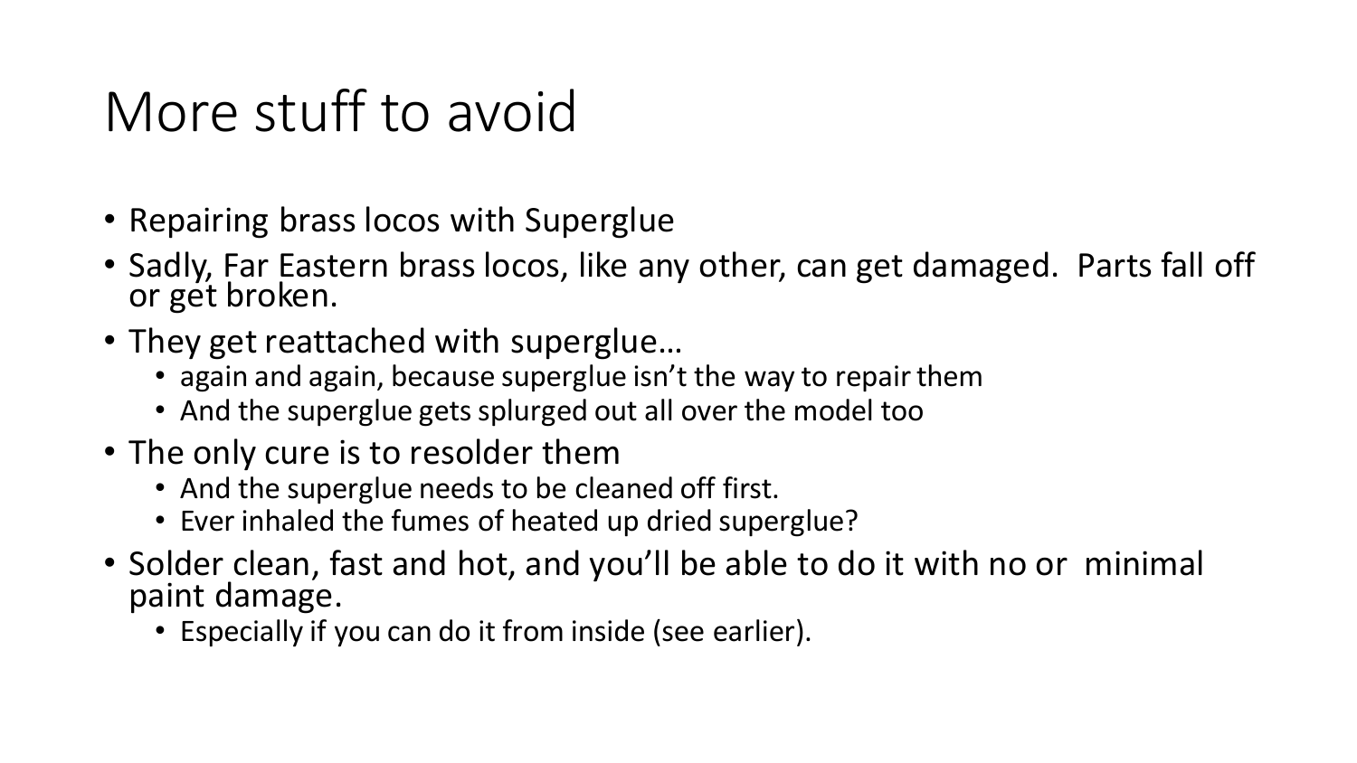# More stuff to avoid

- Repairing brass locos with Superglue
- Sadly, Far Eastern brass locos, like any other, can get damaged. Parts fall off or get broken.
- They get reattached with superglue…
  - again and again, because superglue isn't the way to repair them
  - And the superglue gets splurged out all over the model too
- The only cure is to resolder them
  - And the superglue needs to be cleaned off first.
  - Ever inhaled the fumes of heated up dried superglue?
- Solder clean, fast and hot, and you'll be able to do it with no or minimal paint damage.
  - Especially if you can do it from inside (see earlier).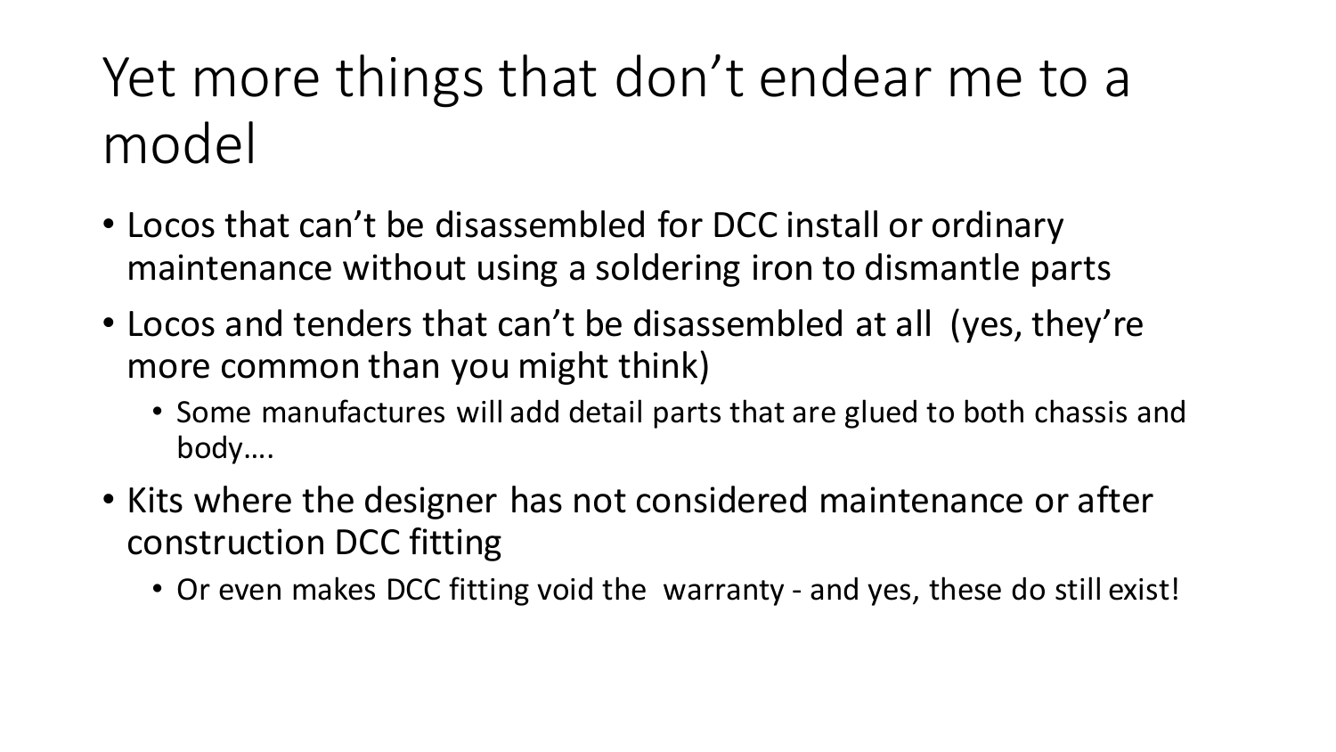# Yet more things that don't endear me to a model

- Locos that can't be disassembled for DCC install or ordinary maintenance without using a soldering iron to dismantle parts
- Locos and tenders that can't be disassembled at all (yes, they're more common than you might think)
  - Some manufactures will add detail parts that are glued to both chassis and body....
- Kits where the designer has not considered maintenance or after construction DCC fitting
  - Or even makes DCC fitting void the warranty - and yes, these do still exist!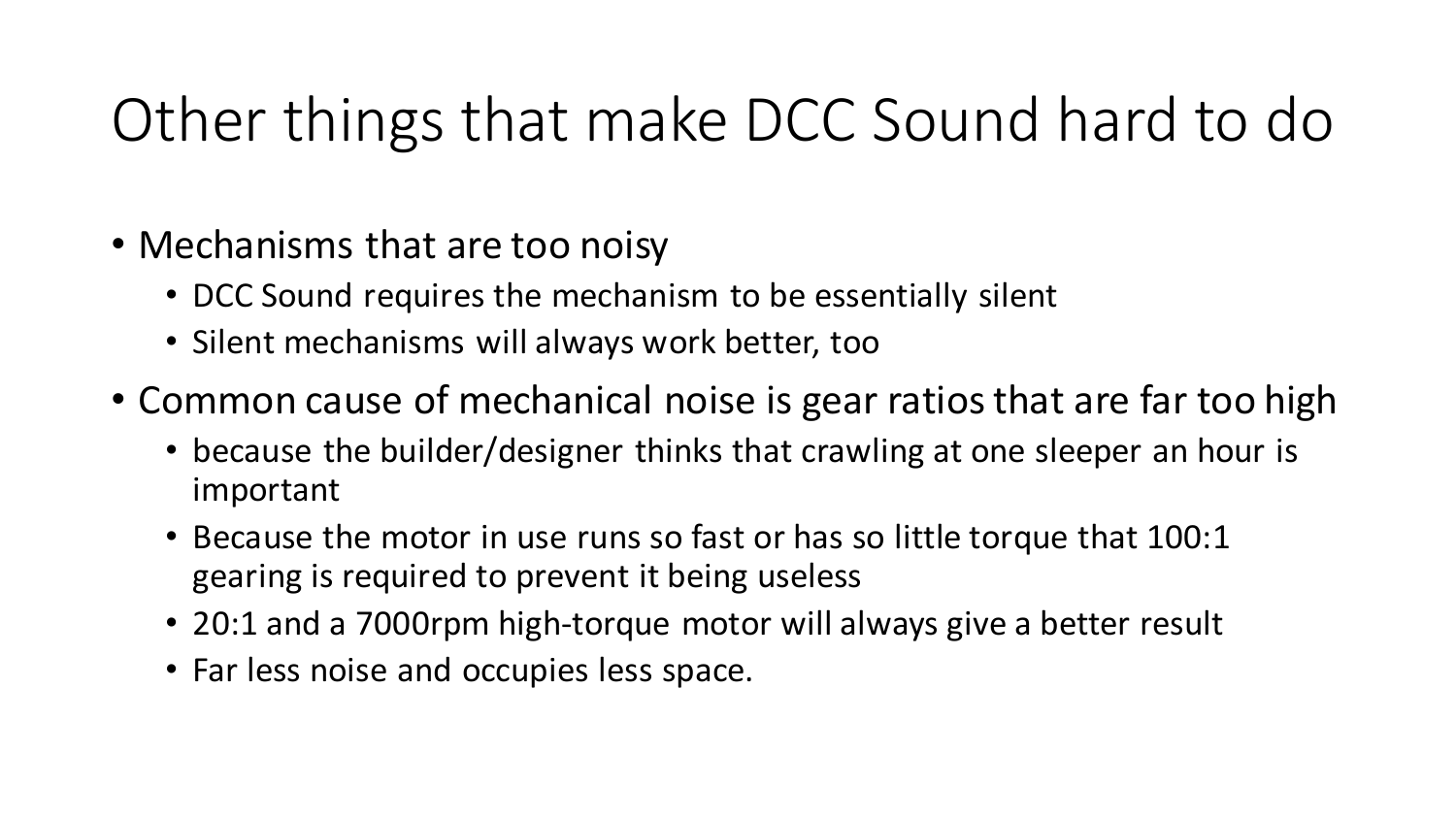# Other things that make DCC Sound hard to do

- Mechanisms that are too noisy
  - DCC Sound requires the mechanism to be essentially silent
  - Silent mechanisms will always work better, too
- Common cause of mechanical noise is gear ratios that are far too high
  - because the builder/designer thinks that crawling at one sleeper an hour is important
  - Because the motor in use runs so fast or has so little torque that 100:1 gearing is required to prevent it being useless
  - 20:1 and a 7000rpm high-torque motor will always give a better result
  - Far less noise and occupies less space.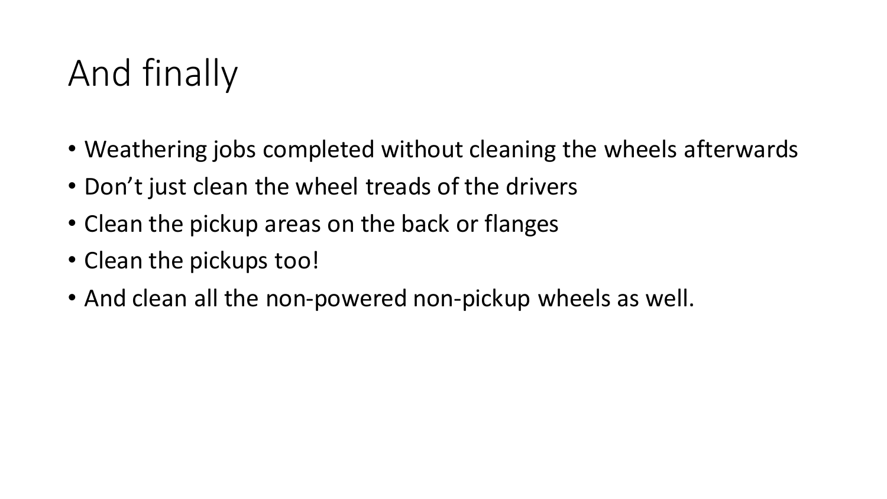# And finally

- Weathering jobs completed without cleaning the wheels afterwards
- Don't just clean the wheel treads of the drivers
- Clean the pickup areas on the back or flanges
- Clean the pickups too!
- And clean all the non-powered non-pickup wheels as well.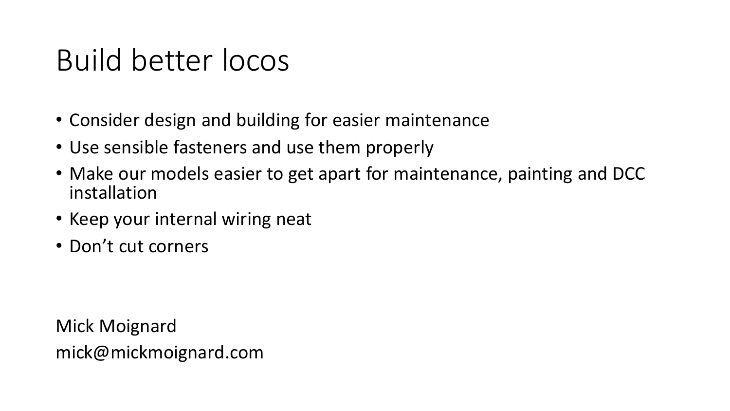# Build better locos

- Consider design and building for easier maintenance
- Use sensible fasteners and use them properly
- Make our models easier to get apart for maintenance, painting and DCC installation
- Keep your internal wiring neat
- Don't cut corners

Mick Moignard
mick@mickmoignard.com